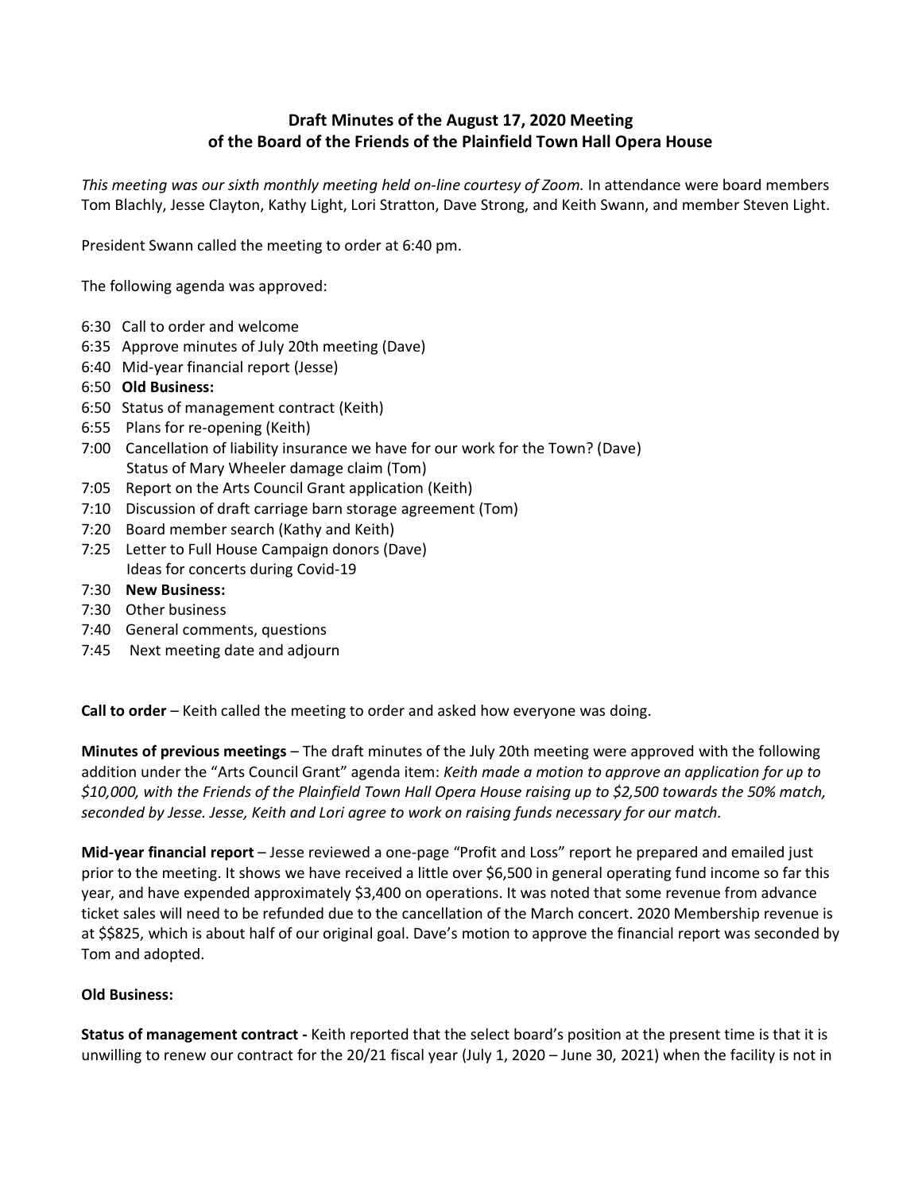**Draft Minutes of the August 17, 2020 Meeting**
**of the Board of the Friends of the Plainfield Town Hall Opera House**

*This meeting was our sixth monthly meeting held on-line courtesy of Zoom.* In attendance were board members Tom Blachly, Jesse Clayton, Kathy Light, Lori Stratton, Dave Strong, and Keith Swann, and member Steven Light.

President Swann called the meeting to order at 6:40 pm.

The following agenda was approved:

- 6:30 Call to order and welcome
- 6:35 Approve minutes of July 20th meeting (Dave)
- 6:40 Mid-year financial report (Jesse)
- 6:50 **Old Business:**
- 6:50 Status of management contract (Keith)
- 6:55 Plans for re-opening (Keith)
- 7:00 Cancellation of liability insurance we have for our work for the Town? (Dave)
  Status of Mary Wheeler damage claim (Tom)
- 7:05 Report on the Arts Council Grant application (Keith)
- 7:10 Discussion of draft carriage barn storage agreement (Tom)
- 7:20 Board member search (Kathy and Keith)
- 7:25 Letter to Full House Campaign donors (Dave)
  Ideas for concerts during Covid-19
- 7:30 **New Business:**
- 7:30 Other business
- 7:40 General comments, questions
- 7:45 Next meeting date and adjourn

**Call to order** – Keith called the meeting to order and asked how everyone was doing.

**Minutes of previous meetings** – The draft minutes of the July 20th meeting were approved with the following addition under the "Arts Council Grant" agenda item: *Keith made a motion to approve an application for up to $10,000, with the Friends of the Plainfield Town Hall Opera House raising up to $2,500 towards the 50% match, seconded by Jesse. Jesse, Keith and Lori agree to work on raising funds necessary for our match.*

**Mid-year financial report** – Jesse reviewed a one-page "Profit and Loss" report he prepared and emailed just prior to the meeting. It shows we have received a little over $6,500 in general operating fund income so far this year, and have expended approximately $3,400 on operations. It was noted that some revenue from advance ticket sales will need to be refunded due to the cancellation of the March concert. 2020 Membership revenue is at $$825, which is about half of our original goal. Dave's motion to approve the financial report was seconded by Tom and adopted.

**Old Business:**

**Status of management contract -** Keith reported that the select board's position at the present time is that it is unwilling to renew our contract for the 20/21 fiscal year (July 1, 2020 – June 30, 2021) when the facility is not in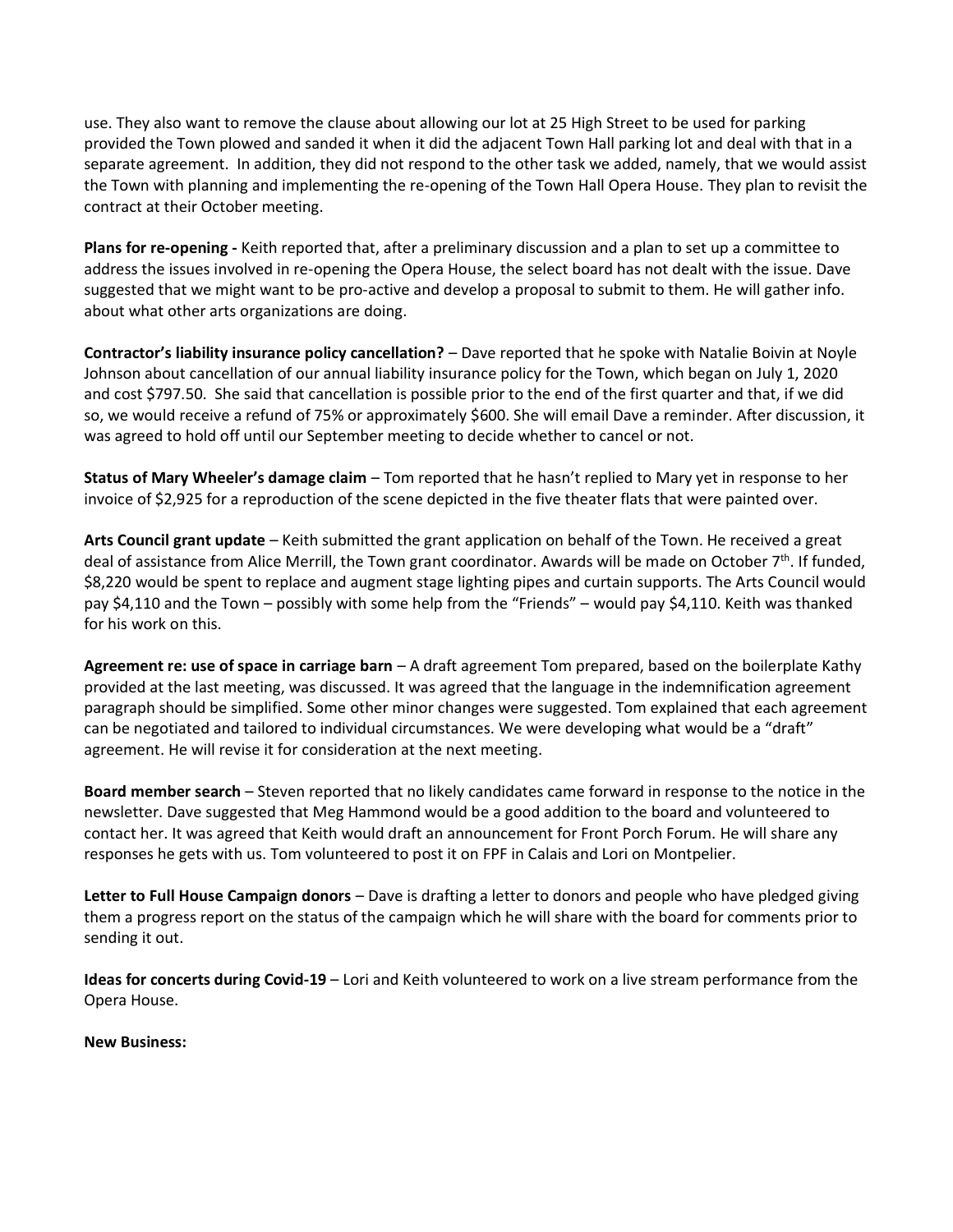use. They also want to remove the clause about allowing our lot at 25 High Street to be used for parking provided the Town plowed and sanded it when it did the adjacent Town Hall parking lot and deal with that in a separate agreement. In addition, they did not respond to the other task we added, namely, that we would assist the Town with planning and implementing the re-opening of the Town Hall Opera House. They plan to revisit the contract at their October meeting.

**Plans for re-opening -** Keith reported that, after a preliminary discussion and a plan to set up a committee to address the issues involved in re-opening the Opera House, the select board has not dealt with the issue. Dave suggested that we might want to be pro-active and develop a proposal to submit to them. He will gather info. about what other arts organizations are doing.

**Contractor's liability insurance policy cancellation?** – Dave reported that he spoke with Natalie Boivin at Noyle Johnson about cancellation of our annual liability insurance policy for the Town, which began on July 1, 2020 and cost $797.50. She said that cancellation is possible prior to the end of the first quarter and that, if we did so, we would receive a refund of 75% or approximately $600. She will email Dave a reminder. After discussion, it was agreed to hold off until our September meeting to decide whether to cancel or not.

**Status of Mary Wheeler's damage claim** – Tom reported that he hasn't replied to Mary yet in response to her invoice of $2,925 for a reproduction of the scene depicted in the five theater flats that were painted over.

**Arts Council grant update** – Keith submitted the grant application on behalf of the Town. He received a great deal of assistance from Alice Merrill, the Town grant coordinator. Awards will be made on October 7th. If funded, $8,220 would be spent to replace and augment stage lighting pipes and curtain supports. The Arts Council would pay $4,110 and the Town – possibly with some help from the "Friends" – would pay $4,110. Keith was thanked for his work on this.

**Agreement re: use of space in carriage barn** – A draft agreement Tom prepared, based on the boilerplate Kathy provided at the last meeting, was discussed. It was agreed that the language in the indemnification agreement paragraph should be simplified. Some other minor changes were suggested. Tom explained that each agreement can be negotiated and tailored to individual circumstances. We were developing what would be a "draft" agreement. He will revise it for consideration at the next meeting.

**Board member search** – Steven reported that no likely candidates came forward in response to the notice in the newsletter. Dave suggested that Meg Hammond would be a good addition to the board and volunteered to contact her. It was agreed that Keith would draft an announcement for Front Porch Forum. He will share any responses he gets with us. Tom volunteered to post it on FPF in Calais and Lori on Montpelier.

**Letter to Full House Campaign donors** – Dave is drafting a letter to donors and people who have pledged giving them a progress report on the status of the campaign which he will share with the board for comments prior to sending it out.

**Ideas for concerts during Covid-19** – Lori and Keith volunteered to work on a live stream performance from the Opera House.

**New Business:**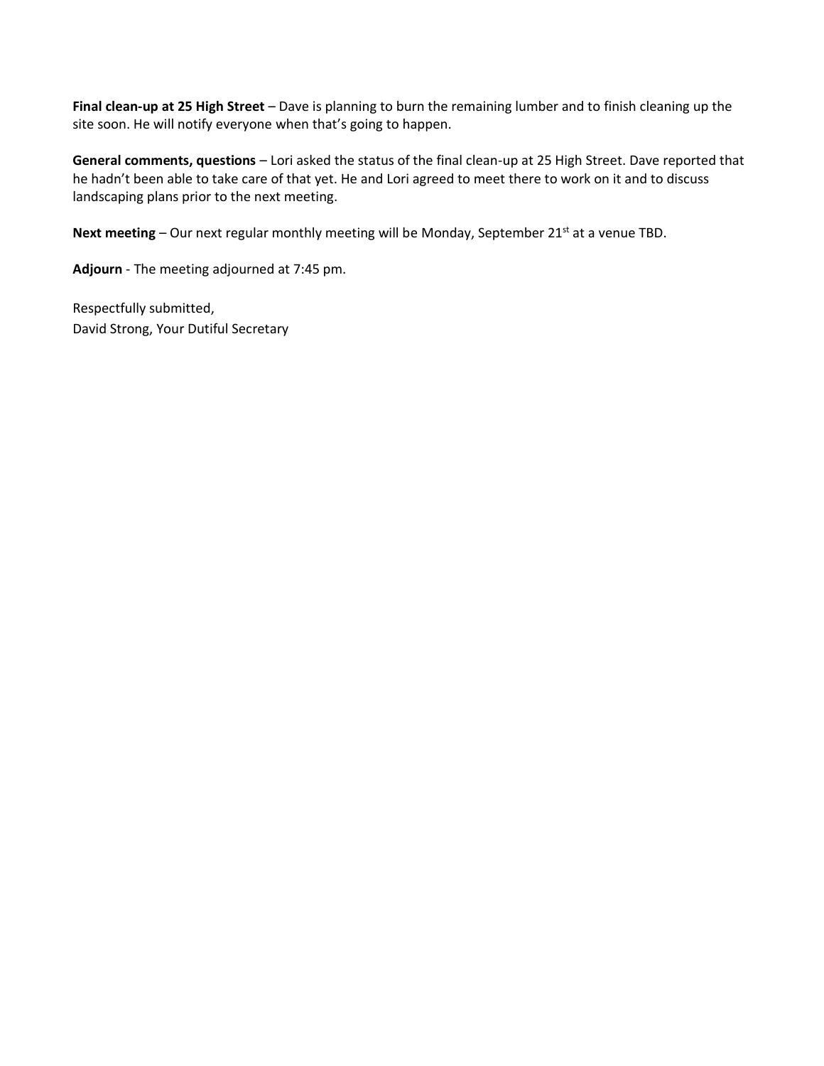**Final clean-up at 25 High Street** – Dave is planning to burn the remaining lumber and to finish cleaning up the site soon. He will notify everyone when that's going to happen.

**General comments, questions** – Lori asked the status of the final clean-up at 25 High Street. Dave reported that he hadn't been able to take care of that yet. He and Lori agreed to meet there to work on it and to discuss landscaping plans prior to the next meeting.

**Next meeting** – Our next regular monthly meeting will be Monday, September 21st at a venue TBD.

**Adjourn** - The meeting adjourned at 7:45 pm.

Respectfully submitted,
David Strong, Your Dutiful Secretary